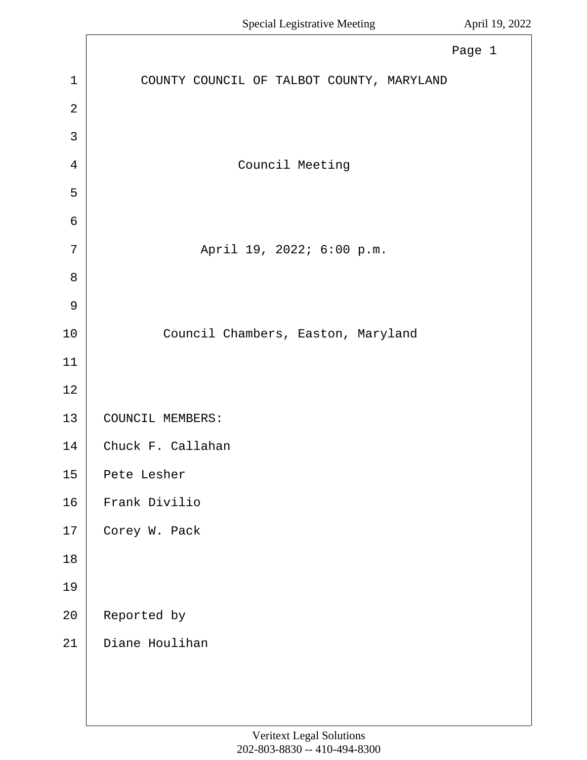COUNTY COUNCIL OF TALBOT COUNTY, MARYLAND

Council Meeting

April 19, 2022; 6:00 p.m.

Council Chambers, Easton, Maryland

COUNCIL MEMBERS:

Chuck F. Callahan

Pete Lesher

Frank Divilio

Corey W. Pack

Reported by

Diane Houlihan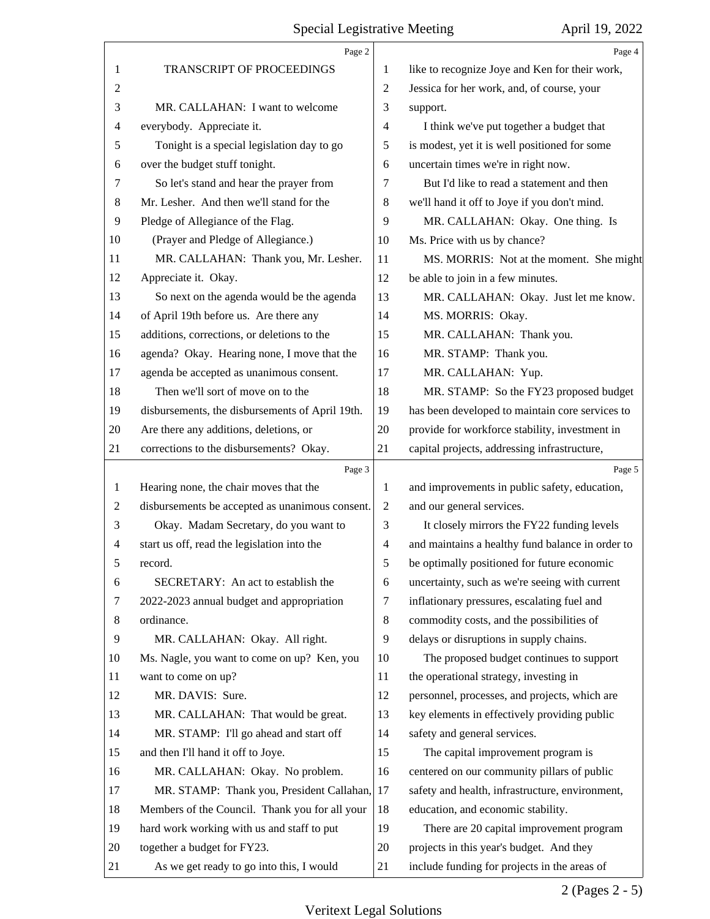TRANSCRIPT OF PROCEEDINGS

MR. CALLAHAN: I want to welcome everybody. Appreciate it.

Tonight is a special legislation day to go over the budget stuff tonight.

So let's stand and hear the prayer from Mr. Lesher. And then we'll stand for the Pledge of Allegiance of the Flag.

(Prayer and Pledge of Allegiance.)

MR. CALLAHAN: Thank you, Mr. Lesher. Appreciate it. Okay.

So next on the agenda would be the agenda of April 19th before us. Are there any additions, corrections, or deletions to the agenda? Okay. Hearing none, I move that the agenda be accepted as unanimous consent.

Then we'll sort of move on to the disbursements, the disbursements of April 19th. Are there any additions, deletions, or corrections to the disbursements? Okay. Hearing none, the chair moves that the disbursements be accepted as unanimous consent.

Okay. Madam Secretary, do you want to start us off, read the legislation into the record.

SECRETARY: An act to establish the 2022-2023 annual budget and appropriation ordinance.

MR. CALLAHAN: Okay. All right. Ms. Nagle, you want to come on up? Ken, you want to come on up?

MR. DAVIS: Sure.

MR. CALLAHAN: That would be great.

MR. STAMP: I'll go ahead and start off and then I'll hand it off to Joye.

MR. CALLAHAN: Okay. No problem.

MR. STAMP: Thank you, President Callahan, Members of the Council. Thank you for all your hard work working with us and staff to put together a budget for FY23.

As we get ready to go into this, I would like to recognize Joye and Ken for their work, Jessica for her work, and, of course, your support.

I think we've put together a budget that is modest, yet it is well positioned for some uncertain times we're in right now.

But I'd like to read a statement and then we'll hand it off to Joye if you don't mind.

MR. CALLAHAN: Okay. One thing. Is Ms. Price with us by chance?

MS. MORRIS: Not at the moment. She might be able to join in a few minutes.

MR. CALLAHAN: Okay. Just let me know.

MS. MORRIS: Okay.

MR. CALLAHAN: Thank you.

MR. STAMP: Thank you.

MR. CALLAHAN: Yup.

MR. STAMP: So the FY23 proposed budget has been developed to maintain core services to provide for workforce stability, investment in capital projects, addressing infrastructure, and improvements in public safety, education, and our general services.

It closely mirrors the FY22 funding levels and maintains a healthy fund balance in order to be optimally positioned for future economic uncertainty, such as we're seeing with current inflationary pressures, escalating fuel and commodity costs, and the possibilities of delays or disruptions in supply chains.

The proposed budget continues to support the operational strategy, investing in personnel, processes, and projects, which are key elements in effectively providing public safety and general services.

The capital improvement program is centered on our community pillars of public safety and health, infrastructure, environment, education, and economic stability.

There are 20 capital improvement program projects in this year's budget. And they include funding for projects in the areas of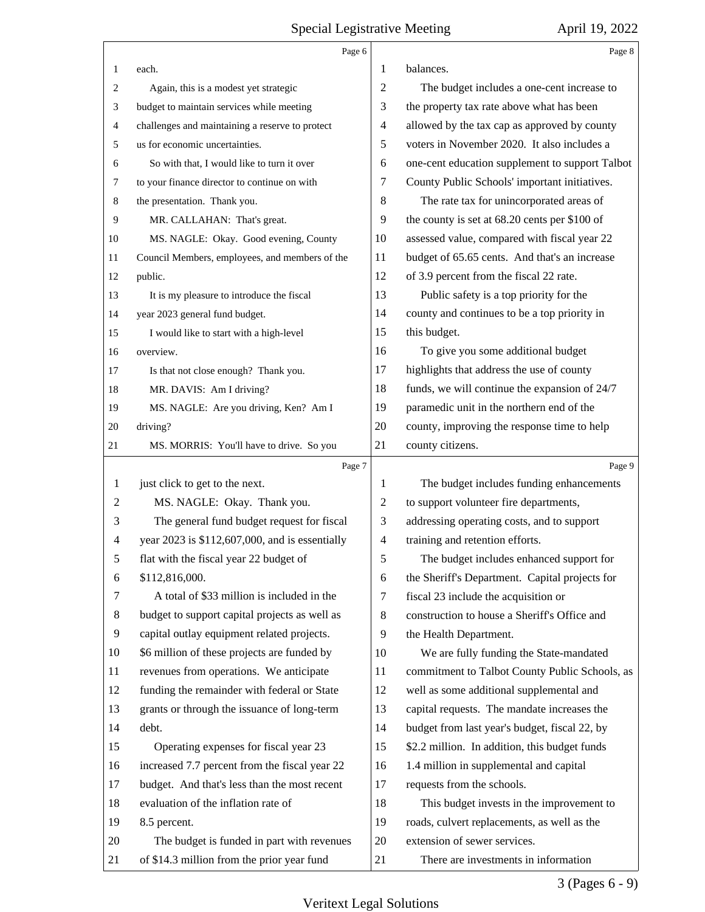each.

Again, this is a modest yet strategic budget to maintain services while meeting challenges and maintaining a reserve to protect us for economic uncertainties.

So with that, I would like to turn it over to your finance director to continue on with the presentation. Thank you.

MR. CALLAHAN: That's great.

MS. NAGLE: Okay. Good evening, County Council Members, employees, and members of the public.

It is my pleasure to introduce the fiscal year 2023 general fund budget.

I would like to start with a high-level overview.

Is that not close enough? Thank you.

MR. DAVIS: Am I driving?

MS. NAGLE: Are you driving, Ken? Am I driving?

MS. MORRIS: You'll have to drive. So you just click to get to the next.

MS. NAGLE: Okay. Thank you.

The general fund budget request for fiscal year 2023 is $112,607,000, and is essentially flat with the fiscal year 22 budget of $112,816,000.

A total of $33 million is included in the budget to support capital projects as well as capital outlay equipment related projects. $6 million of these projects are funded by revenues from operations. We anticipate funding the remainder with federal or State grants or through the issuance of long-term debt.

Operating expenses for fiscal year 23 increased 7.7 percent from the fiscal year 22 budget. And that's less than the most recent evaluation of the inflation rate of 8.5 percent.

The budget is funded in part with revenues of $14.3 million from the prior year fund balances.

The budget includes a one-cent increase to the property tax rate above what has been allowed by the tax cap as approved by county voters in November 2020. It also includes a one-cent education supplement to support Talbot County Public Schools' important initiatives.

The rate tax for unincorporated areas of the county is set at 68.20 cents per $100 of assessed value, compared with fiscal year 22 budget of 65.65 cents. And that's an increase of 3.9 percent from the fiscal 22 rate.

Public safety is a top priority for the county and continues to be a top priority in this budget.

To give you some additional budget highlights that address the use of county funds, we will continue the expansion of 24/7 paramedic unit in the northern end of the county, improving the response time to help county citizens.

The budget includes funding enhancements to support volunteer fire departments, addressing operating costs, and to support training and retention efforts.

The budget includes enhanced support for the Sheriff's Department. Capital projects for fiscal 23 include the acquisition or construction to house a Sheriff's Office and the Health Department.

We are fully funding the State-mandated commitment to Talbot County Public Schools, as well as some additional supplemental and capital requests. The mandate increases the budget from last year's budget, fiscal 22, by $2.2 million. In addition, this budget funds 1.4 million in supplemental and capital requests from the schools.

This budget invests in the improvement to roads, culvert replacements, as well as the extension of sewer services.

There are investments in information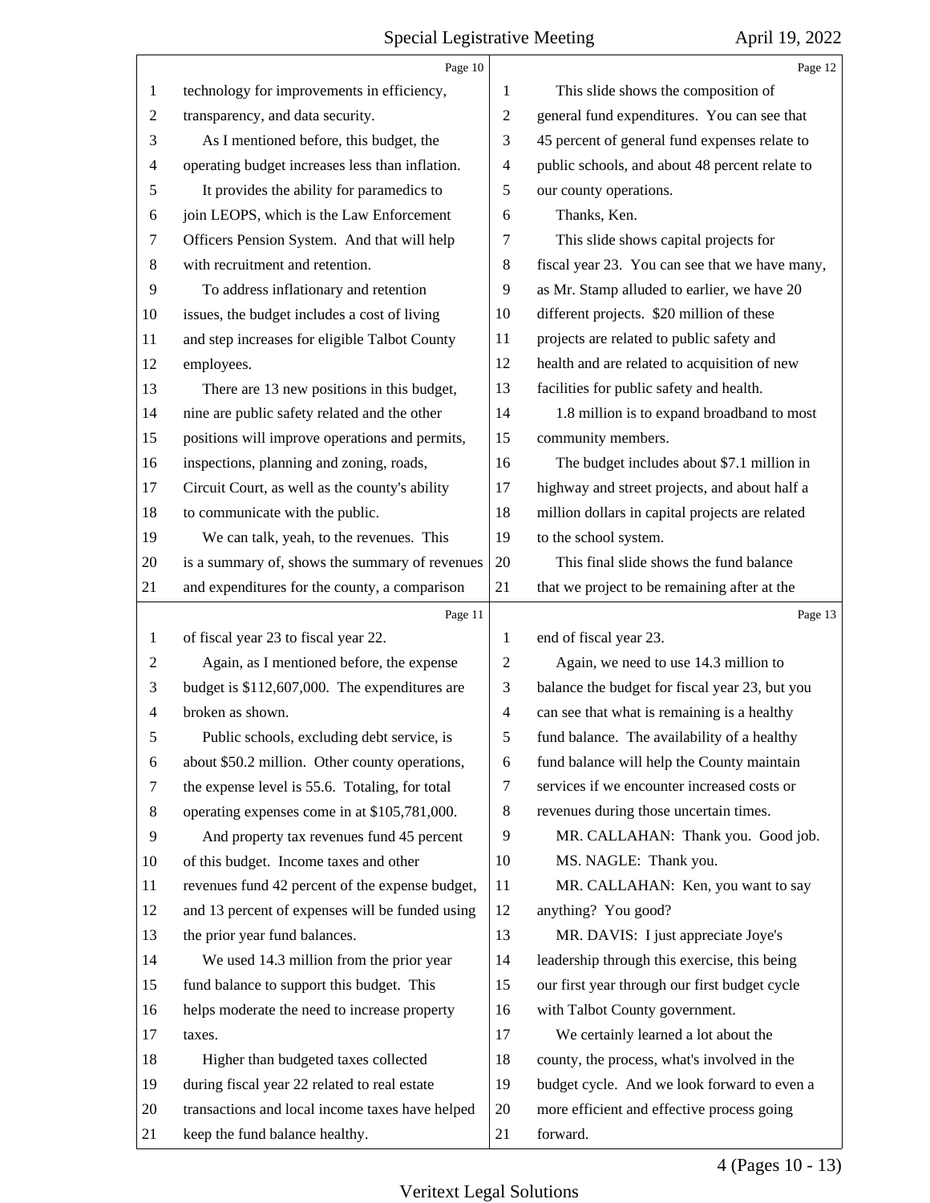Page 10

technology for improvements in efficiency, transparency, and data security.

As I mentioned before, this budget, the operating budget increases less than inflation.

It provides the ability for paramedics to join LEOPS, which is the Law Enforcement Officers Pension System. And that will help with recruitment and retention.

To address inflationary and retention issues, the budget includes a cost of living and step increases for eligible Talbot County employees.

There are 13 new positions in this budget, nine are public safety related and the other positions will improve operations and permits, inspections, planning and zoning, roads, Circuit Court, as well as the county's ability to communicate with the public.

We can talk, yeah, to the revenues. This is a summary of, shows the summary of revenues and expenditures for the county, a comparison

Page 11

of fiscal year 23 to fiscal year 22.

Again, as I mentioned before, the expense budget is $112,607,000. The expenditures are broken as shown.

Public schools, excluding debt service, is about $50.2 million. Other county operations, the expense level is 55.6. Totaling, for total operating expenses come in at $105,781,000.

And property tax revenues fund 45 percent of this budget. Income taxes and other revenues fund 42 percent of the expense budget, and 13 percent of expenses will be funded using the prior year fund balances.

We used 14.3 million from the prior year fund balance to support this budget. This helps moderate the need to increase property taxes.

Higher than budgeted taxes collected during fiscal year 22 related to real estate transactions and local income taxes have helped keep the fund balance healthy.

Page 12

This slide shows the composition of general fund expenditures. You can see that 45 percent of general fund expenses relate to public schools, and about 48 percent relate to our county operations.

Thanks, Ken.

This slide shows capital projects for fiscal year 23. You can see that we have many, as Mr. Stamp alluded to earlier, we have 20 different projects. $20 million of these projects are related to public safety and health and are related to acquisition of new facilities for public safety and health.

1.8 million is to expand broadband to most community members.

The budget includes about $7.1 million in highway and street projects, and about half a million dollars in capital projects are related to the school system.

This final slide shows the fund balance that we project to be remaining after at the

Page 13

end of fiscal year 23.

Again, we need to use 14.3 million to balance the budget for fiscal year 23, but you can see that what is remaining is a healthy fund balance. The availability of a healthy fund balance will help the County maintain services if we encounter increased costs or revenues during those uncertain times.

MR. CALLAHAN: Thank you. Good job.

MS. NAGLE: Thank you.

MR. CALLAHAN: Ken, you want to say anything? You good?

MR. DAVIS: I just appreciate Joye's leadership through this exercise, this being our first year through our first budget cycle with Talbot County government.

We certainly learned a lot about the county, the process, what's involved in the budget cycle. And we look forward to even a more efficient and effective process going forward.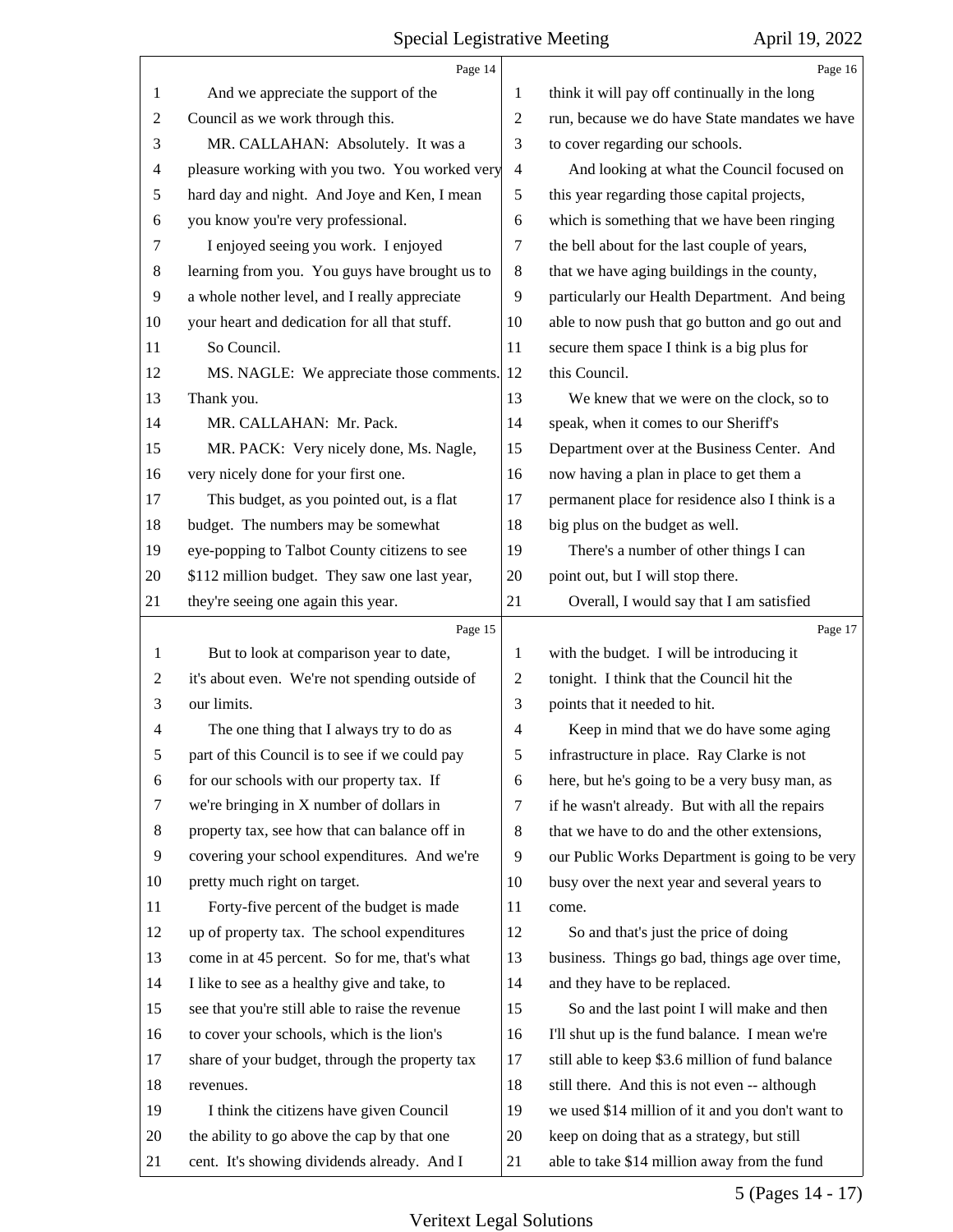Page 14

1 And we appreciate the support of the
2 Council as we work through this.
3 MR. CALLAHAN: Absolutely. It was a
4 pleasure working with you two. You worked very
5 hard day and night. And Joye and Ken, I mean
6 you know you're very professional.
7 I enjoyed seeing you work. I enjoyed
8 learning from you. You guys have brought us to
9 a whole nother level, and I really appreciate
10 your heart and dedication for all that stuff.
11 So Council.
12 MS. NAGLE: We appreciate those comments.
13 Thank you.
14 MR. CALLAHAN: Mr. Pack.
15 MR. PACK: Very nicely done, Ms. Nagle,
16 very nicely done for your first one.
17 This budget, as you pointed out, is a flat
18 budget. The numbers may be somewhat
19 eye-popping to Talbot County citizens to see
20 $112 million budget. They saw one last year,
21 they're seeing one again this year.

Page 15

1 But to look at comparison year to date,
2 it's about even. We're not spending outside of
3 our limits.
4 The one thing that I always try to do as
5 part of this Council is to see if we could pay
6 for our schools with our property tax. If
7 we're bringing in X number of dollars in
8 property tax, see how that can balance off in
9 covering your school expenditures. And we're
10 pretty much right on target.
11 Forty-five percent of the budget is made
12 up of property tax. The school expenditures
13 come in at 45 percent. So for me, that's what
14 I like to see as a healthy give and take, to
15 see that you're still able to raise the revenue
16 to cover your schools, which is the lion's
17 share of your budget, through the property tax
18 revenues.
19 I think the citizens have given Council
20 the ability to go above the cap by that one
21 cent. It's showing dividends already. And I

Page 16

1 think it will pay off continually in the long
2 run, because we do have State mandates we have
3 to cover regarding our schools.
4 And looking at what the Council focused on
5 this year regarding those capital projects,
6 which is something that we have been ringing
7 the bell about for the last couple of years,
8 that we have aging buildings in the county,
9 particularly our Health Department. And being
10 able to now push that go button and go out and
11 secure them space I think is a big plus for
12 this Council.
13 We knew that we were on the clock, so to
14 speak, when it comes to our Sheriff's
15 Department over at the Business Center. And
16 now having a plan in place to get them a
17 permanent place for residence also I think is a
18 big plus on the budget as well.
19 There's a number of other things I can
20 point out, but I will stop there.
21 Overall, I would say that I am satisfied

Page 17

1 with the budget. I will be introducing it
2 tonight. I think that the Council hit the
3 points that it needed to hit.
4 Keep in mind that we do have some aging
5 infrastructure in place. Ray Clarke is not
6 here, but he's going to be a very busy man, as
7 if he wasn't already. But with all the repairs
8 that we have to do and the other extensions,
9 our Public Works Department is going to be very
10 busy over the next year and several years to
11 come.
12 So and that's just the price of doing
13 business. Things go bad, things age over time,
14 and they have to be replaced.
15 So and the last point I will make and then
16 I'll shut up is the fund balance. I mean we're
17 still able to keep $3.6 million of fund balance
18 still there. And this is not even -- although
19 we used $14 million of it and you don't want to
20 keep on doing that as a strategy, but still
21 able to take $14 million away from the fund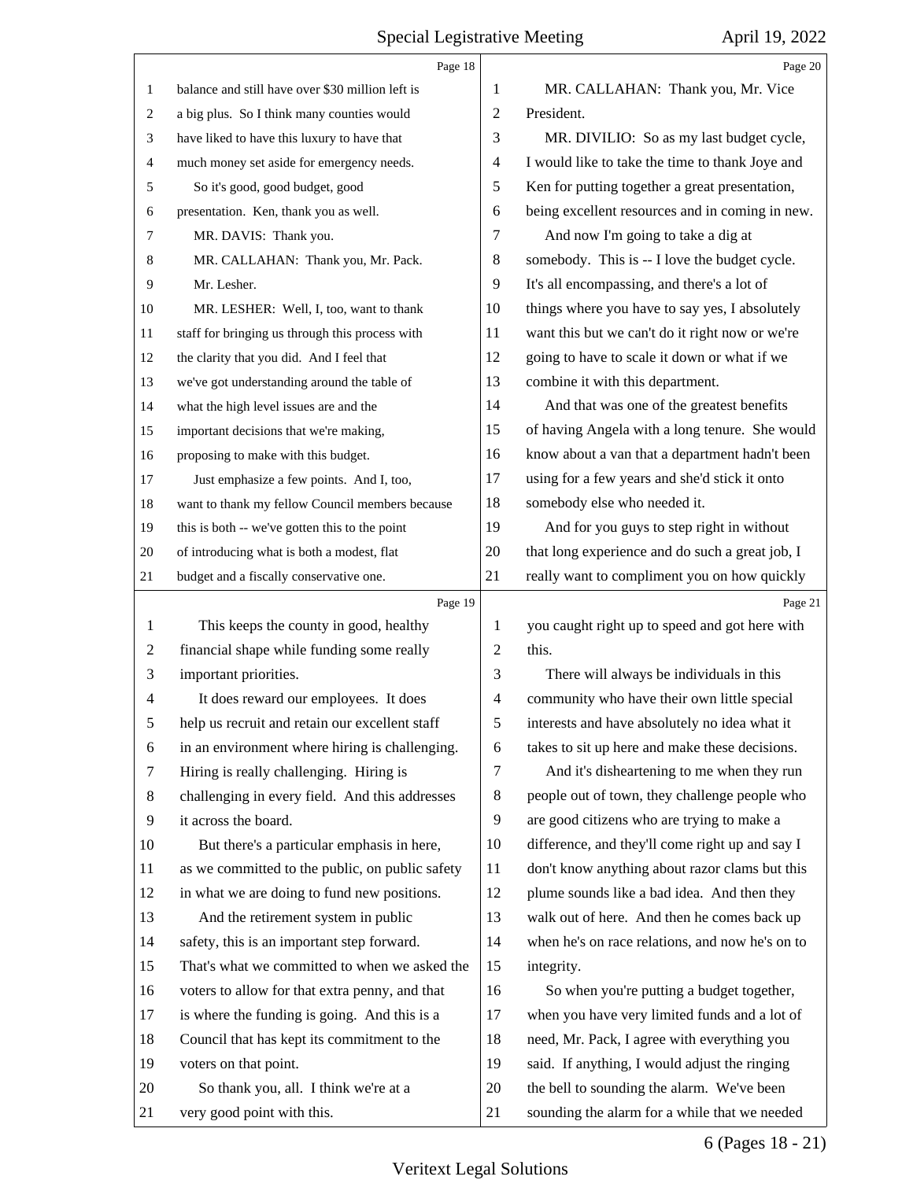Page 18

balance and still have over $30 million left is a big plus. So I think many counties would have liked to have this luxury to have that much money set aside for emergency needs.

So it's good, good budget, good presentation. Ken, thank you as well.

MR. DAVIS: Thank you.

MR. CALLAHAN: Thank you, Mr. Pack.

Mr. Lesher.

MR. LESHER: Well, I, too, want to thank staff for bringing us through this process with the clarity that you did. And I feel that we've got understanding around the table of what the high level issues are and the important decisions that we're making, proposing to make with this budget.

Just emphasize a few points. And I, too, want to thank my fellow Council members because this is both -- we've gotten this to the point of introducing what is both a modest, flat budget and a fiscally conservative one.

Page 19

This keeps the county in good, healthy financial shape while funding some really important priorities.

It does reward our employees. It does help us recruit and retain our excellent staff in an environment where hiring is challenging. Hiring is really challenging. Hiring is challenging in every field. And this addresses it across the board.

But there's a particular emphasis in here, as we committed to the public, on public safety in what we are doing to fund new positions.

And the retirement system in public safety, this is an important step forward. That's what we committed to when we asked the voters to allow for that extra penny, and that is where the funding is going. And this is a Council that has kept its commitment to the voters on that point.

So thank you, all. I think we're at a very good point with this.

Page 20

MR. CALLAHAN: Thank you, Mr. Vice President.

MR. DIVILIO: So as my last budget cycle, I would like to take the time to thank Joye and Ken for putting together a great presentation, being excellent resources and in coming in new.

And now I'm going to take a dig at somebody. This is -- I love the budget cycle. It's all encompassing, and there's a lot of things where you have to say yes, I absolutely want this but we can't do it right now or we're going to have to scale it down or what if we combine it with this department.

And that was one of the greatest benefits of having Angela with a long tenure. She would know about a van that a department hadn't been using for a few years and she'd stick it onto somebody else who needed it.

And for you guys to step right in without that long experience and do such a great job, I really want to compliment you on how quickly

Page 21

you caught right up to speed and got here with this.

There will always be individuals in this community who have their own little special interests and have absolutely no idea what it takes to sit up here and make these decisions.

And it's disheartening to me when they run people out of town, they challenge people who are good citizens who are trying to make a difference, and they'll come right up and say I don't know anything about razor clams but this plume sounds like a bad idea. And then they walk out of here. And then he comes back up when he's on race relations, and now he's on to integrity.

So when you're putting a budget together, when you have very limited funds and a lot of need, Mr. Pack, I agree with everything you said. If anything, I would adjust the ringing the bell to sounding the alarm. We've been sounding the alarm for a while that we needed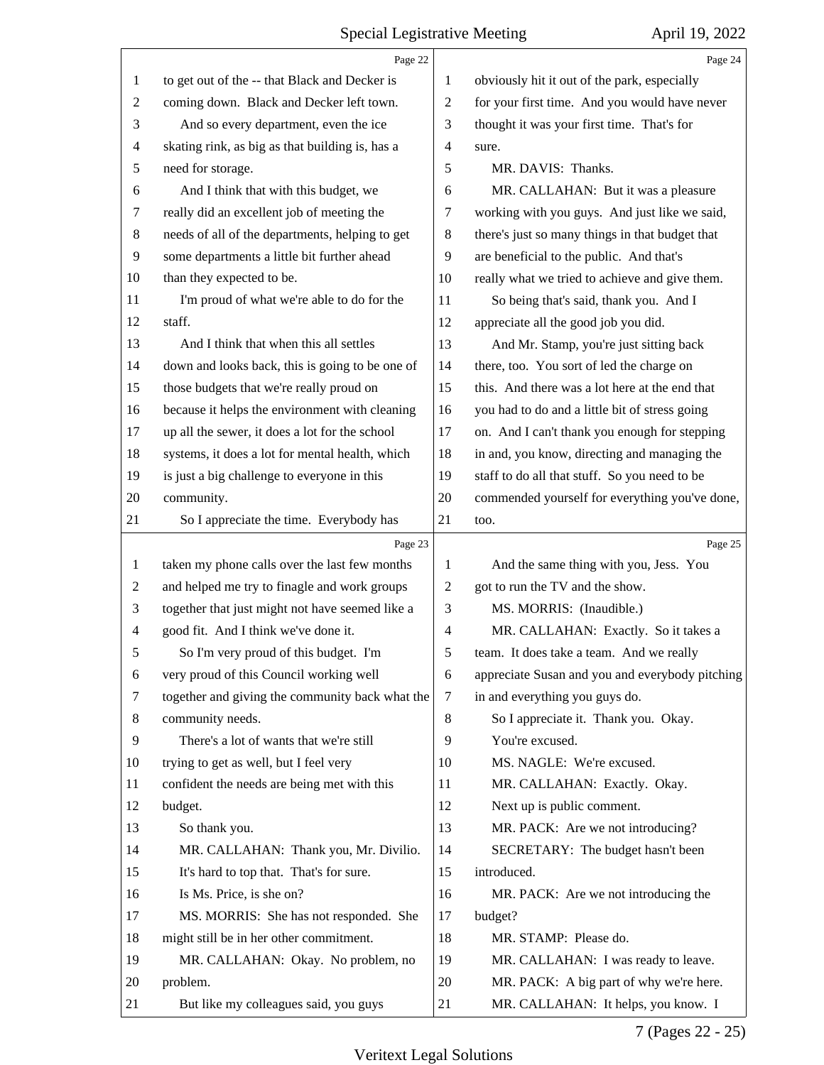to get out of the -- that Black and Decker is coming down. Black and Decker left town.

And so every department, even the ice skating rink, as big as that building is, has a need for storage.

And I think that with this budget, we really did an excellent job of meeting the needs of all of the departments, helping to get some departments a little bit further ahead than they expected to be.

I'm proud of what we're able to do for the staff.

And I think that when this all settles down and looks back, this is going to be one of those budgets that we're really proud on because it helps the environment with cleaning up all the sewer, it does a lot for the school systems, it does a lot for mental health, which is just a big challenge to everyone in this community.

So I appreciate the time. Everybody has taken my phone calls over the last few months and helped me try to finagle and work groups together that just might not have seemed like a good fit. And I think we've done it.

So I'm very proud of this budget. I'm very proud of this Council working well together and giving the community back what the community needs.

There's a lot of wants that we're still trying to get as well, but I feel very confident the needs are being met with this budget.

So thank you.

MR. CALLAHAN: Thank you, Mr. Divilio. It's hard to top that. That's for sure.

Is Ms. Price, is she on?

MS. MORRIS: She has not responded. She might still be in her other commitment.

MR. CALLAHAN: Okay. No problem, no problem.

But like my colleagues said, you guys obviously hit it out of the park, especially for your first time. And you would have never thought it was your first time. That's for sure.

MR. DAVIS: Thanks.

MR. CALLAHAN: But it was a pleasure working with you guys. And just like we said, there's just so many things in that budget that are beneficial to the public. And that's really what we tried to achieve and give them.

So being that's said, thank you. And I appreciate all the good job you did.

And Mr. Stamp, you're just sitting back there, too. You sort of led the charge on this. And there was a lot here at the end that you had to do and a little bit of stress going on. And I can't thank you enough for stepping in and, you know, directing and managing the staff to do all that stuff. So you need to be commended yourself for everything you've done, too.

And the same thing with you, Jess. You got to run the TV and the show.

MS. MORRIS: (Inaudible.)

MR. CALLAHAN: Exactly. So it takes a team. It does take a team. And we really appreciate Susan and you and everybody pitching in and everything you guys do.

So I appreciate it. Thank you. Okay. You're excused.

MS. NAGLE: We're excused.

MR. CALLAHAN: Exactly. Okay.

Next up is public comment.

MR. PACK: Are we not introducing?

SECRETARY: The budget hasn't been introduced.

MR. PACK: Are we not introducing the budget?

MR. STAMP: Please do.

MR. CALLAHAN: I was ready to leave.

MR. PACK: A big part of why we're here.

MR. CALLAHAN: It helps, you know. I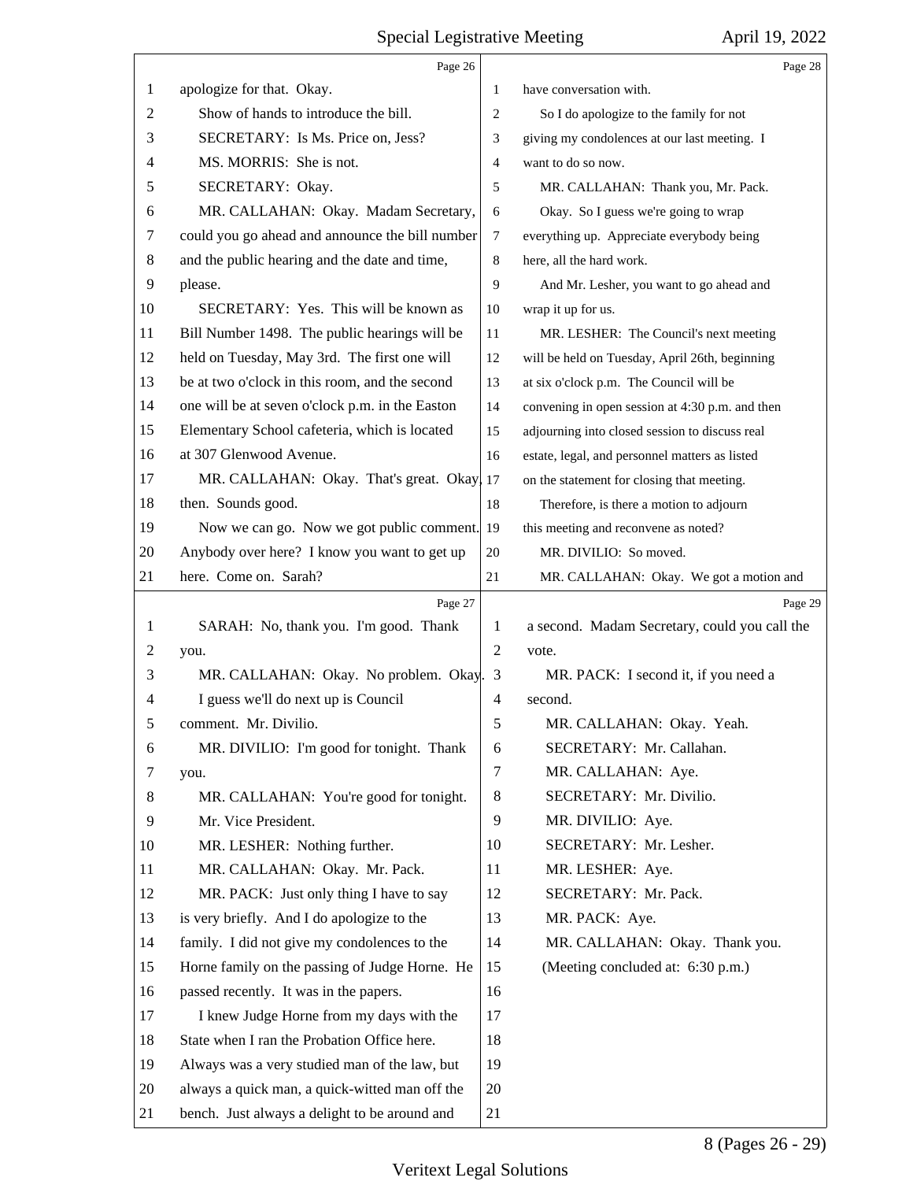Page 26

1 apologize for that. Okay.
2 Show of hands to introduce the bill.
3 SECRETARY: Is Ms. Price on, Jess?
4 MS. MORRIS: She is not.
5 SECRETARY: Okay.
6 MR. CALLAHAN: Okay. Madam Secretary,
7 could you go ahead and announce the bill number
8 and the public hearing and the date and time,
9 please.
10 SECRETARY: Yes. This will be known as
11 Bill Number 1498. The public hearings will be
12 held on Tuesday, May 3rd. The first one will
13 be at two o'clock in this room, and the second
14 one will be at seven o'clock p.m. in the Easton
15 Elementary School cafeteria, which is located
16 at 307 Glenwood Avenue.
17 MR. CALLAHAN: Okay. That's great. Okay,
18 then. Sounds good.
19 Now we can go. Now we got public comment.
20 Anybody over here? I know you want to get up
21 here. Come on. Sarah?

Page 27

1 SARAH: No, thank you. I'm good. Thank
2 you.
3 MR. CALLAHAN: Okay. No problem. Okay.
4 I guess we'll do next up is Council
5 comment. Mr. Divilio.
6 MR. DIVILIO: I'm good for tonight. Thank
7 you.
8 MR. CALLAHAN: You're good for tonight.
9 Mr. Vice President.
10 MR. LESHER: Nothing further.
11 MR. CALLAHAN: Okay. Mr. Pack.
12 MR. PACK: Just only thing I have to say
13 is very briefly. And I do apologize to the
14 family. I did not give my condolences to the
15 Horne family on the passing of Judge Horne. He
16 passed recently. It was in the papers.
17 I knew Judge Horne from my days with the
18 State when I ran the Probation Office here.
19 Always was a very studied man of the law, but
20 always a quick man, a quick-witted man off the
21 bench. Just always a delight to be around and

Page 28

1 have conversation with.
2 So I do apologize to the family for not
3 giving my condolences at our last meeting. I
4 want to do so now.
5 MR. CALLAHAN: Thank you, Mr. Pack.
6 Okay. So I guess we're going to wrap
7 everything up. Appreciate everybody being
8 here, all the hard work.
9 And Mr. Lesher, you want to go ahead and
10 wrap it up for us.
11 MR. LESHER: The Council's next meeting
12 will be held on Tuesday, April 26th, beginning
13 at six o'clock p.m. The Council will be
14 convening in open session at 4:30 p.m. and then
15 adjourning into closed session to discuss real
16 estate, legal, and personnel matters as listed
17 on the statement for closing that meeting.
18 Therefore, is there a motion to adjourn
19 this meeting and reconvene as noted?
20 MR. DIVILIO: So moved.
21 MR. CALLAHAN: Okay. We got a motion and

Page 29

1 a second. Madam Secretary, could you call the
2 vote.
3 MR. PACK: I second it, if you need a
4 second.
5 MR. CALLAHAN: Okay. Yeah.
6 SECRETARY: Mr. Callahan.
7 MR. CALLAHAN: Aye.
8 SECRETARY: Mr. Divilio.
9 MR. DIVILIO: Aye.
10 SECRETARY: Mr. Lesher.
11 MR. LESHER: Aye.
12 SECRETARY: Mr. Pack.
13 MR. PACK: Aye.
14 MR. CALLAHAN: Okay. Thank you.
15 (Meeting concluded at: 6:30 p.m.)
16
17
18
19
20
21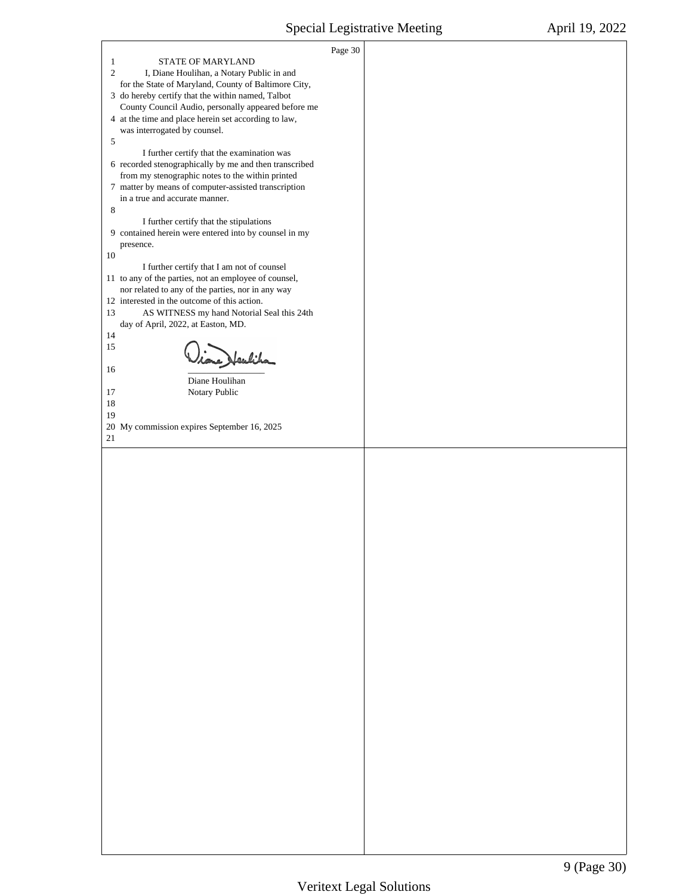STATE OF MARYLAND

I, Diane Houlihan, a Notary Public in and for the State of Maryland, County of Baltimore City, do hereby certify that the within named, Talbot County Council Audio, personally appeared before me at the time and place herein set according to law, was interrogated by counsel.

I further certify that the examination was recorded stenographically by me and then transcribed from my stenographic notes to the within printed matter by means of computer-assisted transcription in a true and accurate manner.

I further certify that the stipulations contained herein were entered into by counsel in my presence.

I further certify that I am not of counsel to any of the parties, not an employee of counsel, nor related to any of the parties, nor in any way interested in the outcome of this action.

AS WITNESS my hand Notorial Seal this 24th day of April, 2022, at Easton, MD.

Diane Houlihan

Notary Public

My commission expires September 16, 2025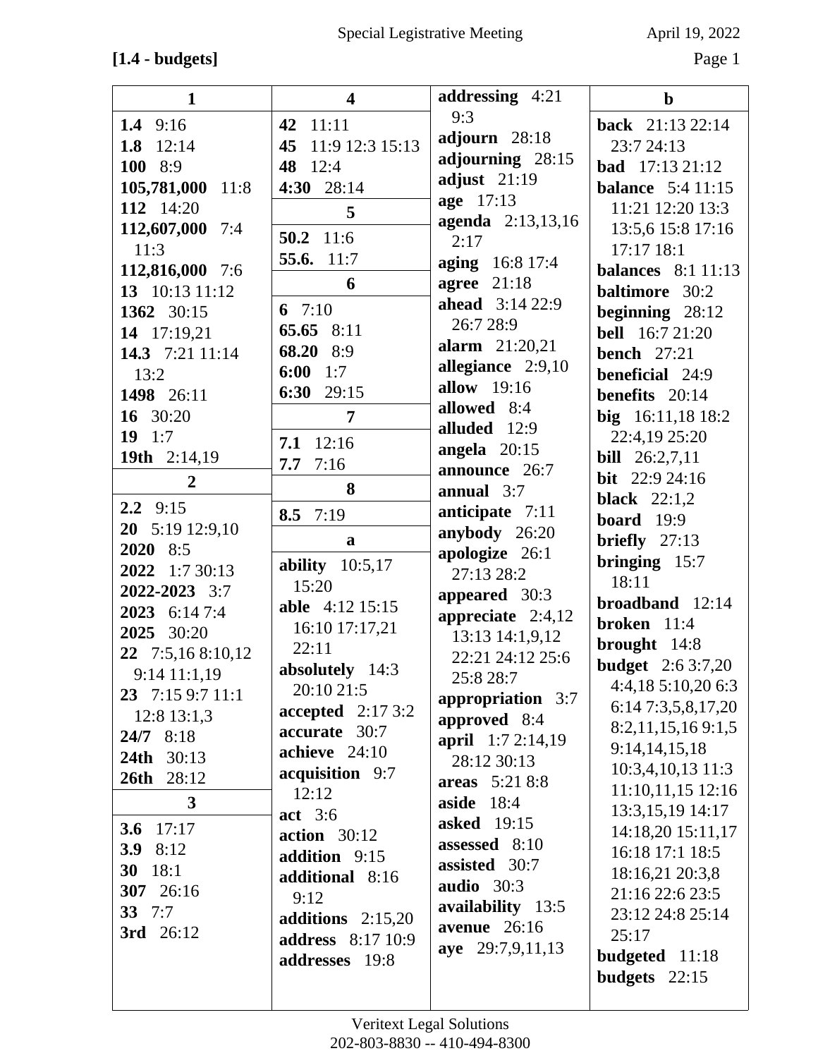[1.4 - budgets]

**1**

**1.4** 9:16
**1.8** 12:14
**100** 8:9
**105,781,000** 11:8
**112** 14:20
**112,607,000** 7:4 11:3
**112,816,000** 7:6
**13** 10:13 11:12
**1362** 30:15
**14** 17:19,21
**14.3** 7:21 11:14 13:2
**1498** 26:11
**16** 30:20
**19** 1:7
**19th** 2:14,19

**2**

**2.2** 9:15
**20** 5:19 12:9,10
**2020** 8:5
**2022** 1:7 30:13
**2022-2023** 3:7
**2023** 6:14 7:4
**2025** 30:20
**22** 7:5,16 8:10,12 9:14 11:1,19
**23** 7:15 9:7 11:1 12:8 13:1,3
**24/7** 8:18
**24th** 30:13
**26th** 28:12

**3**

**3.6** 17:17
**3.9** 8:12
**30** 18:1
**307** 26:16
**33** 7:7
**3rd** 26:12

**4**

**42** 11:11
**45** 11:9 12:3 15:13
**48** 12:4
**4:30** 28:14

**5**

**50.2** 11:6
**55.6.** 11:7

**6**

**6** 7:10
**65.65** 8:11
**68.20** 8:9
**6:00** 1:7
**6:30** 29:15

**7**

**7.1** 12:16
**7.7** 7:16

**8**

**8.5** 7:19

**a**

**ability** 10:5,17 15:20
**able** 4:12 15:15 16:10 17:17,21 22:11
**absolutely** 14:3 20:10 21:5
**accepted** 2:17 3:2
**accurate** 30:7
**achieve** 24:10
**acquisition** 9:7 12:12
**act** 3:6
**action** 30:12
**addition** 9:15
**additional** 8:16 9:12
**additions** 2:15,20
**address** 8:17 10:9
**addresses** 19:8
**addressing** 4:21 9:3
**adjourn** 28:18
**adjourning** 28:15
**adjust** 21:19
**age** 17:13
**agenda** 2:13,13,16 2:17
**aging** 16:8 17:4
**agree** 21:18
**ahead** 3:14 22:9 26:7 28:9
**alarm** 21:20,21
**allegiance** 2:9,10
**allow** 19:16
**allowed** 8:4
**alluded** 12:9
**angela** 20:15
**announce** 26:7
**annual** 3:7
**anticipate** 7:11
**anybody** 26:20
**apologize** 26:1 27:13 28:2
**appeared** 30:3
**appreciate** 2:4,12 13:13 14:1,9,12 22:21 24:12 25:6 25:8 28:7
**appropriation** 3:7
**approved** 8:4
**april** 1:7 2:14,19 28:12 30:13
**areas** 5:21 8:8
**aside** 18:4
**asked** 19:15
**assessed** 8:10
**assisted** 30:7
**audio** 30:3
**availability** 13:5
**avenue** 26:16
**aye** 29:7,9,11,13

**b**

**back** 21:13 22:14 23:7 24:13
**bad** 17:13 21:12
**balance** 5:4 11:15 11:21 12:20 13:3 13:5,6 15:8 17:16 17:17 18:1
**balances** 8:1 11:13
**baltimore** 30:2
**beginning** 28:12
**bell** 16:7 21:20
**bench** 27:21
**beneficial** 24:9
**benefits** 20:14
**big** 16:11,18 18:2 22:4,19 25:20
**bill** 26:2,7,11
**bit** 22:9 24:16
**black** 22:1,2
**board** 19:9
**briefly** 27:13
**bringing** 15:7 18:11
**broadband** 12:14
**broken** 11:4
**brought** 14:8
**budget** 2:6 3:7,20 4:4,18 5:10,20 6:3 6:14 7:3,5,8,17,20 8:2,11,15,16 9:1,5 9:14,14,15,18 10:3,4,10,13 11:3 11:10,11,15 12:16 13:3,15,19 14:17 14:18,20 15:11,17 16:18 17:1 18:5 18:16,21 20:3,8 21:16 22:6 23:5 23:12 24:8 25:14 25:17
**budgeted** 11:18
**budgets** 22:15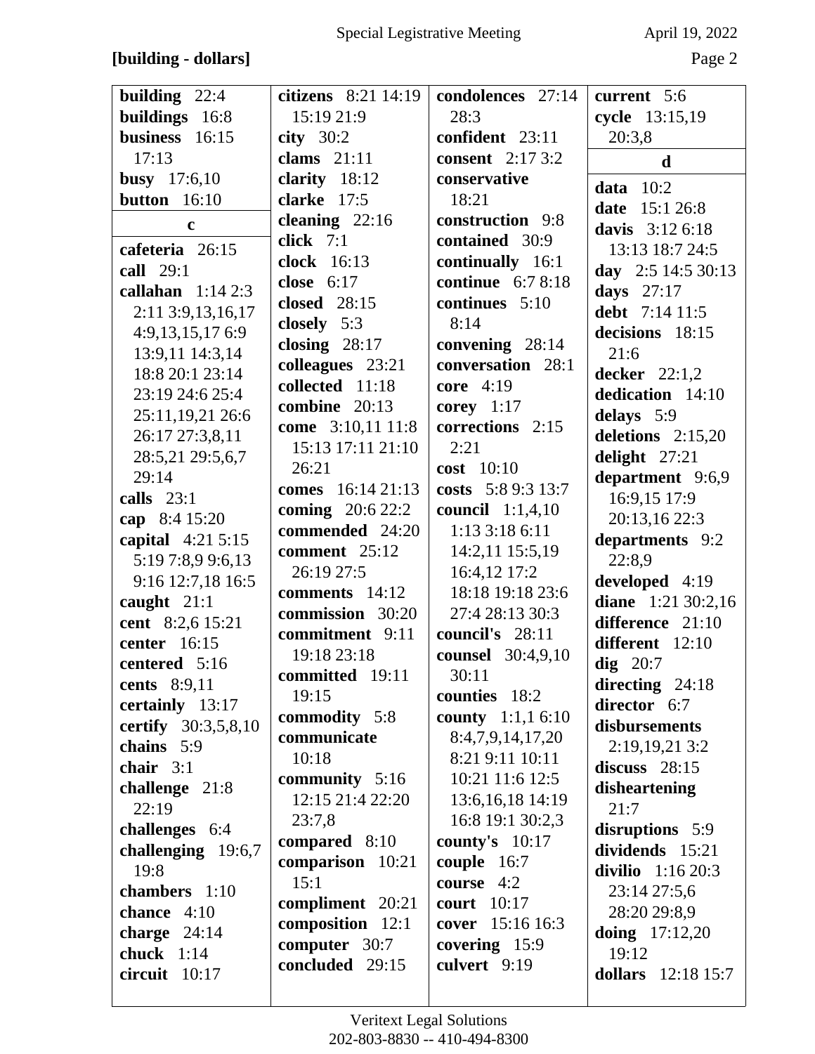**[building - dollars]**

**building** 22:4
**buildings** 16:8
**business** 16:15 17:13
**busy** 17:6,10
**button** 16:10

**c**

**cafeteria** 26:15
**call** 29:1
**callahan** 1:14 2:3 2:11 3:9,13,16,17 4:9,13,15,17 6:9 13:9,11 14:3,14 18:8 20:1 23:14 23:19 24:6 25:4 25:11,19,21 26:6 26:17 27:3,8,11 28:5,21 29:5,6,7 29:14
**calls** 23:1
**cap** 8:4 15:20
**capital** 4:21 5:15 5:19 7:8,9 9:6,13 9:16 12:7,18 16:5
**caught** 21:1
**cent** 8:2,6 15:21
**center** 16:15
**centered** 5:16
**cents** 8:9,11
**certainly** 13:17
**certify** 30:3,5,8,10
**chains** 5:9
**chair** 3:1
**challenge** 21:8 22:19
**challenges** 6:4
**challenging** 19:6,7 19:8
**chambers** 1:10
**chance** 4:10
**charge** 24:14
**chuck** 1:14
**circuit** 10:17
**citizens** 8:21 14:19 15:19 21:9
**city** 30:2
**clams** 21:11
**clarity** 18:12
**clarke** 17:5
**cleaning** 22:16
**click** 7:1
**clock** 16:13
**close** 6:17
**closed** 28:15
**closely** 5:3
**closing** 28:17
**colleagues** 23:21
**collected** 11:18
**combine** 20:13
**come** 3:10,11 11:8 15:13 17:11 21:10 26:21
**comes** 16:14 21:13
**coming** 20:6 22:2
**commended** 24:20
**comment** 25:12 26:19 27:5
**comments** 14:12
**commission** 30:20
**commitment** 9:11 19:18 23:18
**committed** 19:11 19:15
**commodity** 5:8
**communicate** 10:18
**community** 5:16 12:15 21:4 22:20 23:7,8
**compared** 8:10
**comparison** 10:21 15:1
**compliment** 20:21
**composition** 12:1
**computer** 30:7
**concluded** 29:15
**condolences** 27:14 28:3
**confident** 23:11
**consent** 2:17 3:2
**conservative** 18:21
**construction** 9:8
**contained** 30:9
**continually** 16:1
**continue** 6:7 8:18
**continues** 5:10 8:14
**convening** 28:14
**conversation** 28:1
**core** 4:19
**corey** 1:17
**corrections** 2:15 2:21
**cost** 10:10
**costs** 5:8 9:3 13:7
**council** 1:1,4,10 1:13 3:18 6:11 14:2,11 15:5,19 16:4,12 17:2 18:18 19:18 23:6 27:4 28:13 30:3
**council's** 28:11
**counsel** 30:4,9,10 30:11
**counties** 18:2
**county** 1:1,1 6:10 8:4,7,9,14,17,20 8:21 9:11 10:11 10:21 11:6 12:5 13:6,16,18 14:19 16:8 19:1 30:2,3
**county's** 10:17
**couple** 16:7
**course** 4:2
**court** 10:17
**cover** 15:16 16:3
**covering** 15:9
**culvert** 9:19
**current** 5:6
**cycle** 13:15,19 20:3,8

**d**

**data** 10:2
**date** 15:1 26:8
**davis** 3:12 6:18 13:13 18:7 24:5
**day** 2:5 14:5 30:13
**days** 27:17
**debt** 7:14 11:5
**decisions** 18:15 21:6
**decker** 22:1,2
**dedication** 14:10
**delays** 5:9
**deletions** 2:15,20
**delight** 27:21
**department** 9:6,9 16:9,15 17:9 20:13,16 22:3
**departments** 9:2 22:8,9
**developed** 4:19
**diane** 1:21 30:2,16
**difference** 21:10
**different** 12:10
**dig** 20:7
**directing** 24:18
**director** 6:7
**disbursements** 2:19,19,21 3:2
**discuss** 28:15
**disheartening** 21:7
**disruptions** 5:9
**dividends** 15:21
**divilio** 1:16 20:3 23:14 27:5,6 28:20 29:8,9
**doing** 17:12,20 19:12
**dollars** 12:18 15:7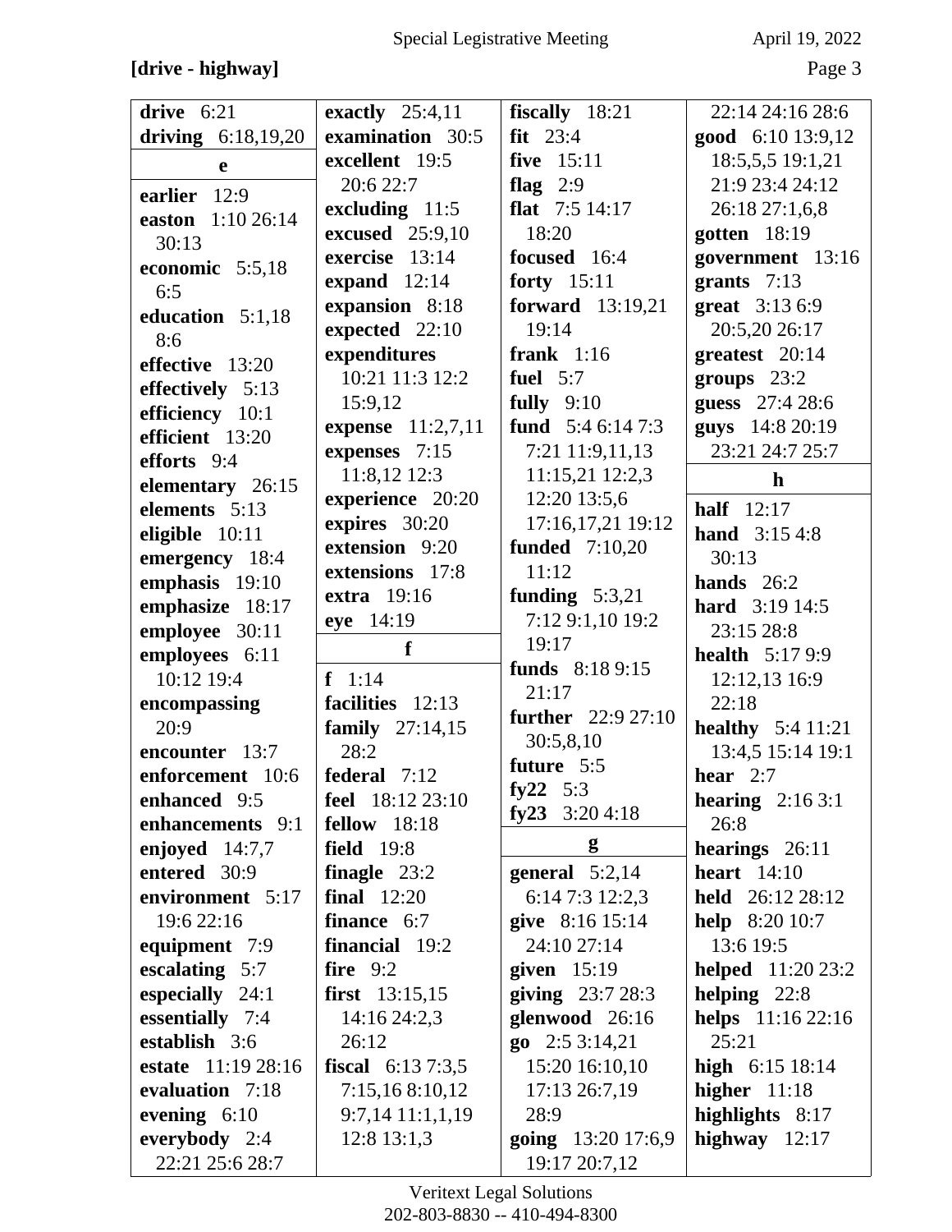[drive - highway]

**drive** 6:21
**driving** 6:18,19,20

**e**

**earlier** 12:9
**easton** 1:10 26:14 30:13
**economic** 5:5,18 6:5
**education** 5:1,18 8:6
**effective** 13:20
**effectively** 5:13
**efficiency** 10:1
**efficient** 13:20
**efforts** 9:4
**elementary** 26:15
**elements** 5:13
**eligible** 10:11
**emergency** 18:4
**emphasis** 19:10
**emphasize** 18:17
**employee** 30:11
**employees** 6:11 10:12 19:4
**encompassing** 20:9
**encounter** 13:7
**enforcement** 10:6
**enhanced** 9:5
**enhancements** 9:1
**enjoyed** 14:7,7
**entered** 30:9
**environment** 5:17 19:6 22:16
**equipment** 7:9
**escalating** 5:7
**especially** 24:1
**essentially** 7:4
**establish** 3:6
**estate** 11:19 28:16
**evaluation** 7:18
**evening** 6:10
**everybody** 2:4 22:21 25:6 28:7
**exactly** 25:4,11
**examination** 30:5
**excellent** 19:5 20:6 22:7
**excluding** 11:5
**excused** 25:9,10
**exercise** 13:14
**expand** 12:14
**expansion** 8:18
**expected** 22:10
**expenditures** 10:21 11:3 12:2 15:9,12
**expense** 11:2,7,11
**expenses** 7:15 11:8,12 12:3
**experience** 20:20
**expires** 30:20
**extension** 9:20
**extensions** 17:8
**extra** 19:16
**eye** 14:19

**f**

**f** 1:14
**facilities** 12:13
**family** 27:14,15 28:2
**federal** 7:12
**feel** 18:12 23:10
**fellow** 18:18
**field** 19:8
**finagle** 23:2
**final** 12:20
**finance** 6:7
**financial** 19:2
**fire** 9:2
**first** 13:15,15 14:16 24:2,3 26:12
**fiscal** 6:13 7:3,5 7:15,16 8:10,12 9:7,14 11:1,1,19 12:8 13:1,3
**fiscally** 18:21
**fit** 23:4
**five** 15:11
**flag** 2:9
**flat** 7:5 14:17 18:20
**focused** 16:4
**forty** 15:11
**forward** 13:19,21 19:14
**frank** 1:16
**fuel** 5:7
**fully** 9:10
**fund** 5:4 6:14 7:3 7:21 11:9,11,13 11:15,21 12:2,3 12:20 13:5,6 17:16,17,21 19:12
**funded** 7:10,20 11:12
**funding** 5:3,21 7:12 9:1,10 19:2 19:17
**funds** 8:18 9:15 21:17
**further** 22:9 27:10 30:5,8,10
**future** 5:5
**fy22** 5:3
**fy23** 3:20 4:18

**g**

**general** 5:2,14 6:14 7:3 12:2,3
**give** 8:16 15:14 24:10 27:14
**given** 15:19
**giving** 23:7 28:3
**glenwood** 26:16
**go** 2:5 3:14,21 15:20 16:10,10 17:13 26:7,19 28:9
**going** 13:20 17:6,9 19:17 20:7,12 22:14 24:16 28:6
**good** 6:10 13:9,12 18:5,5,5 19:1,21 21:9 23:4 24:12 26:18 27:1,6,8
**gotten** 18:19
**government** 13:16
**grants** 7:13
**great** 3:13 6:9 20:5,20 26:17
**greatest** 20:14
**groups** 23:2
**guess** 27:4 28:6
**guys** 14:8 20:19 23:21 24:7 25:7

**h**

**half** 12:17
**hand** 3:15 4:8 30:13
**hands** 26:2
**hard** 3:19 14:5 23:15 28:8
**health** 5:17 9:9 12:12,13 16:9 22:18
**healthy** 5:4 11:21 13:4,5 15:14 19:1
**hear** 2:7
**hearing** 2:16 3:1 26:8
**hearings** 26:11
**heart** 14:10
**held** 26:12 28:12
**help** 8:20 10:7 13:6 19:5
**helped** 11:20 23:2
**helping** 22:8
**helps** 11:16 22:16 25:21
**high** 6:15 18:14
**higher** 11:18
**highlights** 8:17
**highway** 12:17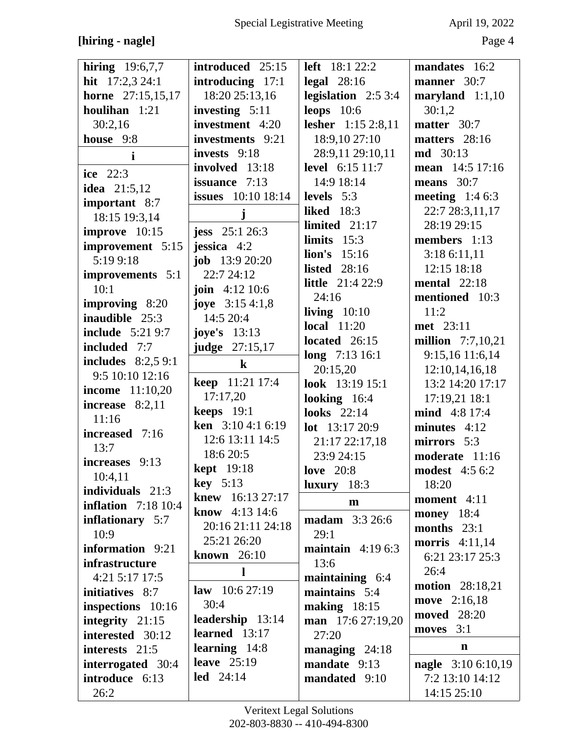**[hiring - nagle]**

**hiring** 19:6,7,7
**hit** 17:2,3 24:1
**horne** 27:15,15,17
**houlihan** 1:21 30:2,16
**house** 9:8

**i**

**ice** 22:3
**idea** 21:5,12
**important** 8:7 18:15 19:3,14
**improve** 10:15
**improvement** 5:15 5:19 9:18
**improvements** 5:1 10:1
**improving** 8:20
**inaudible** 25:3
**include** 5:21 9:7
**included** 7:7
**includes** 8:2,5 9:1 9:5 10:10 12:16
**income** 11:10,20
**increase** 8:2,11 11:16
**increased** 7:16 13:7
**increases** 9:13 10:4,11
**individuals** 21:3
**inflation** 7:18 10:4
**inflationary** 5:7 10:9
**information** 9:21
**infrastructure** 4:21 5:17 17:5
**initiatives** 8:7
**inspections** 10:16
**integrity** 21:15
**interested** 30:12
**interests** 21:5
**interrogated** 30:4
**introduce** 6:13 26:2
**introduced** 25:15
**introducing** 17:1 18:20 25:13,16
**investing** 5:11
**investment** 4:20
**investments** 9:21
**invests** 9:18
**involved** 13:18
**issuance** 7:13
**issues** 10:10 18:14

**j**

**jess** 25:1 26:3
**jessica** 4:2
**job** 13:9 20:20 22:7 24:12
**join** 4:12 10:6
**joye** 3:15 4:1,8 14:5 20:4
**joye's** 13:13
**judge** 27:15,17

**k**

**keep** 11:21 17:4 17:17,20
**keeps** 19:1
**ken** 3:10 4:1 6:19 12:6 13:11 14:5 18:6 20:5
**kept** 19:18
**key** 5:13
**knew** 16:13 27:17
**know** 4:13 14:6 20:16 21:11 24:18 25:21 26:20
**known** 26:10

**l**

**law** 10:6 27:19 30:4
**leadership** 13:14
**learned** 13:17
**learning** 14:8
**leave** 25:19
**led** 24:14
**left** 18:1 22:2
**legal** 28:16
**legislation** 2:5 3:4
**leops** 10:6
**lesher** 1:15 2:8,11 18:9,10 27:10 28:9,11 29:10,11
**level** 6:15 11:7 14:9 18:14
**levels** 5:3
**liked** 18:3
**limited** 21:17
**limits** 15:3
**lion's** 15:16
**listed** 28:16
**little** 21:4 22:9 24:16
**living** 10:10
**local** 11:20
**located** 26:15
**long** 7:13 16:1 20:15,20
**look** 13:19 15:1
**looking** 16:4
**looks** 22:14
**lot** 13:17 20:9 21:17 22:17,18 23:9 24:15
**love** 20:8
**luxury** 18:3

**m**

**madam** 3:3 26:6 29:1
**maintain** 4:19 6:3 13:6
**maintaining** 6:4
**maintains** 5:4
**making** 18:15
**man** 17:6 27:19,20 27:20
**managing** 24:18
**mandate** 9:13
**mandated** 9:10
**mandates** 16:2
**manner** 30:7
**maryland** 1:1,10 30:1,2
**matter** 30:7
**matters** 28:16
**md** 30:13
**mean** 14:5 17:16
**means** 30:7
**meeting** 1:4 6:3 22:7 28:3,11,17 28:19 29:15
**members** 1:13 3:18 6:11,11 12:15 18:18
**mental** 22:18
**mentioned** 10:3 11:2
**met** 23:11
**million** 7:7,10,21 9:15,16 11:6,14 12:10,14,16,18 13:2 14:20 17:17 17:19,21 18:1
**mind** 4:8 17:4
**minutes** 4:12
**mirrors** 5:3
**moderate** 11:16
**modest** 4:5 6:2 18:20
**moment** 4:11
**money** 18:4
**months** 23:1
**morris** 4:11,14 6:21 23:17 25:3 26:4
**motion** 28:18,21
**move** 2:16,18
**moved** 28:20
**moves** 3:1

**n**

**nagle** 3:10 6:10,19 7:2 13:10 14:12 14:15 25:10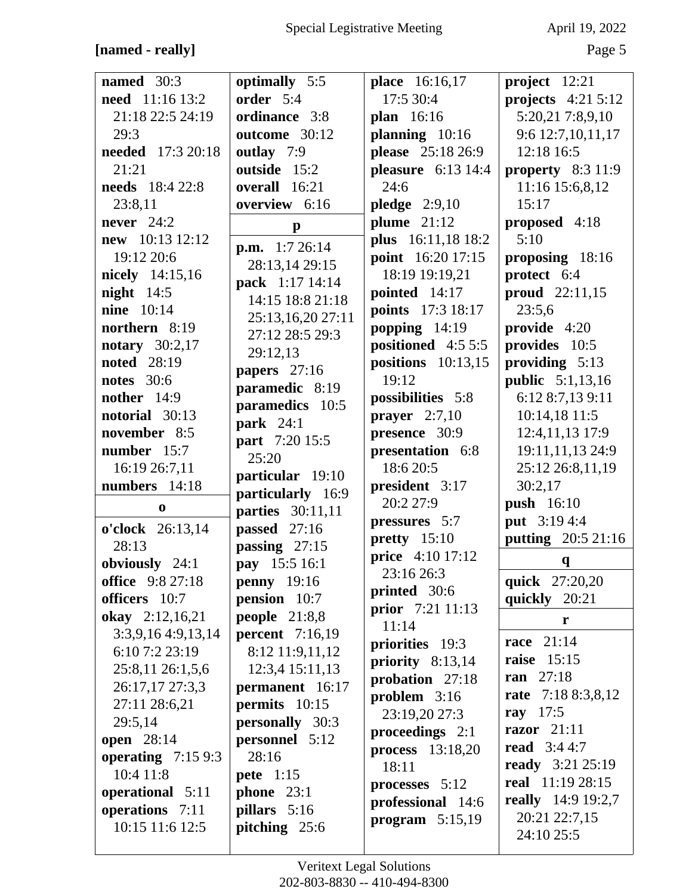[named - really]

**named** 30:3
**need** 11:16 13:2 21:18 22:5 24:19 29:3
**needed** 17:3 20:18 21:21
**needs** 18:4 22:8 23:8,11
**never** 24:2
**new** 10:13 12:12 19:12 20:6
**nicely** 14:15,16
**night** 14:5
**nine** 10:14
**northern** 8:19
**notary** 30:2,17
**noted** 28:19
**notes** 30:6
**nother** 14:9
**notorial** 30:13
**november** 8:5
**number** 15:7 16:19 26:7,11
**numbers** 14:18

**o**

**o'clock** 26:13,14 28:13
**obviously** 24:1
**office** 9:8 27:18
**officers** 10:7
**okay** 2:12,16,21 3:3,9,16 4:9,13,14 6:10 7:2 23:19 25:8,11 26:1,5,6 26:17,17 27:3,3 27:11 28:6,21 29:5,14
**open** 28:14
**operating** 7:15 9:3 10:4 11:8
**operational** 5:11
**operations** 7:11 10:15 11:6 12:5
**optimally** 5:5
**order** 5:4
**ordinance** 3:8
**outcome** 30:12
**outlay** 7:9
**outside** 15:2
**overall** 16:21
**overview** 6:16

**p**

**p.m.** 1:7 26:14 28:13,14 29:15
**pack** 1:17 14:14 14:15 18:8 21:18 25:13,16,20 27:11 27:12 28:5 29:3 29:12,13
**papers** 27:16
**paramedic** 8:19
**paramedics** 10:5
**park** 24:1
**part** 7:20 15:5 25:20
**particular** 19:10
**particularly** 16:9
**parties** 30:11,11
**passed** 27:16
**passing** 27:15
**pay** 15:5 16:1
**penny** 19:16
**pension** 10:7
**people** 21:8,8
**percent** 7:16,19 8:12 11:9,11,12 12:3,4 15:11,13
**permanent** 16:17
**permits** 10:15
**personally** 30:3
**personnel** 5:12 28:16
**pete** 1:15
**phone** 23:1
**pillars** 5:16
**pitching** 25:6
**place** 16:16,17 17:5 30:4
**plan** 16:16
**planning** 10:16
**please** 25:18 26:9
**pleasure** 6:13 14:4 24:6
**pledge** 2:9,10
**plume** 21:12
**plus** 16:11,18 18:2
**point** 16:20 17:15 18:19 19:19,21
**pointed** 14:17
**points** 17:3 18:17
**popping** 14:19
**positioned** 4:5 5:5
**positions** 10:13,15 19:12
**possibilities** 5:8
**prayer** 2:7,10
**presence** 30:9
**presentation** 6:8 18:6 20:5
**president** 3:17 20:2 27:9
**pressures** 5:7
**pretty** 15:10
**price** 4:10 17:12 23:16 26:3
**printed** 30:6
**prior** 7:21 11:13 11:14
**priorities** 19:3
**priority** 8:13,14
**probation** 27:18
**problem** 3:16 23:19,20 27:3
**proceedings** 2:1
**process** 13:18,20 18:11
**processes** 5:12
**professional** 14:6
**program** 5:15,19
**project** 12:21
**projects** 4:21 5:12 5:20,21 7:8,9,10 9:6 12:7,10,11,17 12:18 16:5
**property** 8:3 11:9 11:16 15:6,8,12 15:17
**proposed** 4:18 5:10
**proposing** 18:16
**protect** 6:4
**proud** 22:11,15 23:5,6
**provide** 4:20
**provides** 10:5
**providing** 5:13
**public** 5:1,13,16 6:12 8:7,13 9:11 10:14,18 11:5 12:4,11,13 17:9 19:11,11,13 24:9 25:12 26:8,11,19 30:2,17
**push** 16:10
**put** 3:19 4:4
**putting** 20:5 21:16

**q**

**quick** 27:20,20
**quickly** 20:21

**r**

**race** 21:14
**raise** 15:15
**ran** 27:18
**rate** 7:18 8:3,8,12
**ray** 17:5
**razor** 21:11
**read** 3:4 4:7
**ready** 3:21 25:19
**real** 11:19 28:15
**really** 14:9 19:2,7 20:21 22:7,15 24:10 25:5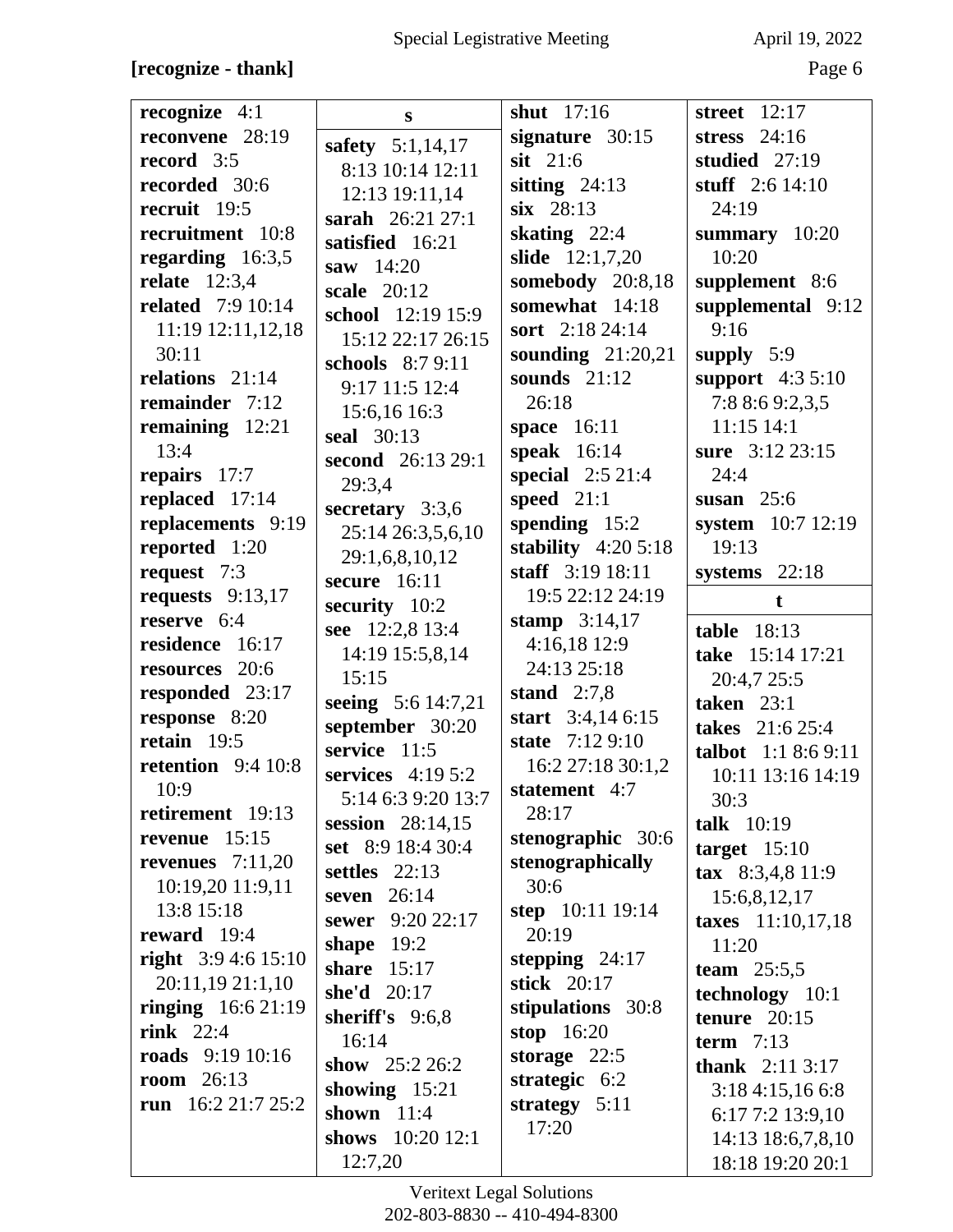**[recognize - thank]**

**recognize** 4:1
**reconvene** 28:19
**record** 3:5
**recorded** 30:6
**recruit** 19:5
**recruitment** 10:8
**regarding** 16:3,5
**relate** 12:3,4
**related** 7:9 10:14 11:19 12:11,12,18 30:11
**relations** 21:14
**remainder** 7:12
**remaining** 12:21 13:4
**repairs** 17:7
**replaced** 17:14
**replacements** 9:19
**reported** 1:20
**request** 7:3
**requests** 9:13,17
**reserve** 6:4
**residence** 16:17
**resources** 20:6
**responded** 23:17
**response** 8:20
**retain** 19:5
**retention** 9:4 10:8 10:9
**retirement** 19:13
**revenue** 15:15
**revenues** 7:11,20 10:19,20 11:9,11 13:8 15:18
**reward** 19:4
**right** 3:9 4:6 15:10 20:11,19 21:1,10
**ringing** 16:6 21:19
**rink** 22:4
**roads** 9:19 10:16
**room** 26:13
**run** 16:2 21:7 25:2

**s**

**safety** 5:1,14,17 8:13 10:14 12:11 12:13 19:11,14
**sarah** 26:21 27:1
**satisfied** 16:21
**saw** 14:20
**scale** 20:12
**school** 12:19 15:9 15:12 22:17 26:15
**schools** 8:7 9:11 9:17 11:5 12:4 15:6,16 16:3
**seal** 30:13
**second** 26:13 29:1 29:3,4
**secretary** 3:3,6 25:14 26:3,5,6,10 29:1,6,8,10,12
**secure** 16:11
**security** 10:2
**see** 12:2,8 13:4 14:19 15:5,8,14 15:15
**seeing** 5:6 14:7,21
**september** 30:20
**service** 11:5
**services** 4:19 5:2 5:14 6:3 9:20 13:7
**session** 28:14,15
**set** 8:9 18:4 30:4
**settles** 22:13
**seven** 26:14
**sewer** 9:20 22:17
**shape** 19:2
**share** 15:17
**she'd** 20:17
**sheriff's** 9:6,8 16:14
**show** 25:2 26:2
**showing** 15:21
**shown** 11:4
**shows** 10:20 12:1 12:7,20

**shut** 17:16
**signature** 30:15
**sit** 21:6
**sitting** 24:13
**six** 28:13
**skating** 22:4
**slide** 12:1,7,20
**somebody** 20:8,18
**somewhat** 14:18
**sort** 2:18 24:14
**sounding** 21:20,21
**sounds** 21:12 26:18
**space** 16:11
**speak** 16:14
**special** 2:5 21:4
**speed** 21:1
**spending** 15:2
**stability** 4:20 5:18
**staff** 3:19 18:11 19:5 22:12 24:19
**stamp** 3:14,17 4:16,18 12:9 24:13 25:18
**stand** 2:7,8
**start** 3:4,14 6:15
**state** 7:12 9:10 16:2 27:18 30:1,2
**statement** 4:7 28:17
**stenographic** 30:6
**stenographically** 30:6
**step** 10:11 19:14 20:19
**stepping** 24:17
**stick** 20:17
**stipulations** 30:8
**stop** 16:20
**storage** 22:5
**strategic** 6:2
**strategy** 5:11 17:20

**street** 12:17
**stress** 24:16
**studied** 27:19
**stuff** 2:6 14:10 24:19
**summary** 10:20 10:20
**supplement** 8:6
**supplemental** 9:12 9:16
**supply** 5:9
**support** 4:3 5:10 7:8 8:6 9:2,3,5 11:15 14:1
**sure** 3:12 23:15 24:4
**susan** 25:6
**system** 10:7 12:19 19:13
**systems** 22:18

**t**

**table** 18:13
**take** 15:14 17:21 20:4,7 25:5
**taken** 23:1
**takes** 21:6 25:4
**talbot** 1:1 8:6 9:11 10:11 13:16 14:19 30:3
**talk** 10:19
**target** 15:10
**tax** 8:3,4,8 11:9 15:6,8,12,17
**taxes** 11:10,17,18 11:20
**team** 25:5,5
**technology** 10:1
**tenure** 20:15
**term** 7:13
**thank** 2:11 3:17 3:18 4:15,16 6:8 6:17 7:2 13:9,10 14:13 18:6,7,8,10 18:18 19:20 20:1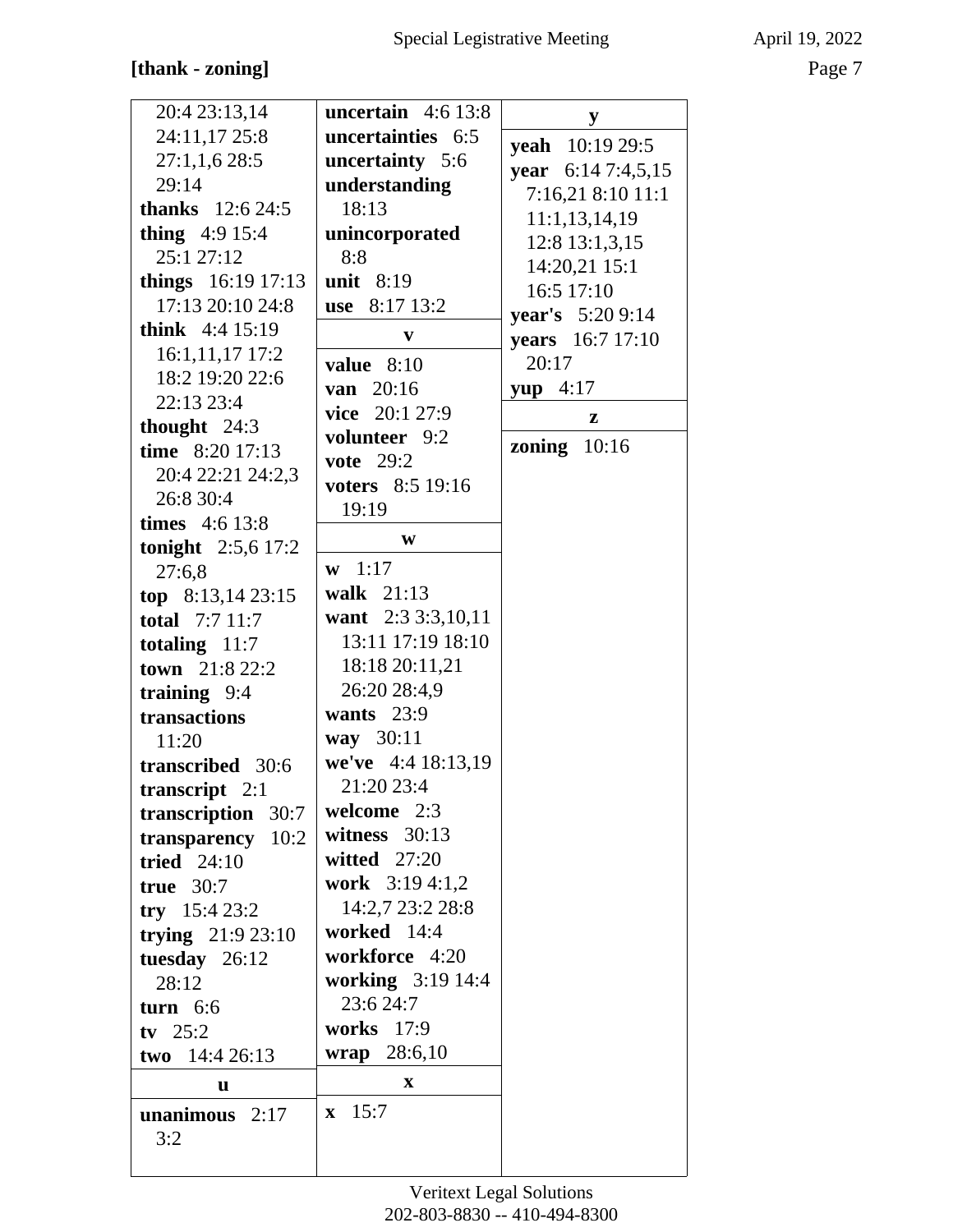**[thank - zoning]**

20:4 23:13,14 24:11,17 25:8 27:1,1,6 28:5 29:14
**thanks** 12:6 24:5
**thing** 4:9 15:4 25:1 27:12
**things** 16:19 17:13 17:13 20:10 24:8
**think** 4:4 15:19 16:1,11,17 17:2 18:2 19:20 22:6 22:13 23:4
**thought** 24:3
**time** 8:20 17:13 20:4 22:21 24:2,3 26:8 30:4
**times** 4:6 13:8
**tonight** 2:5,6 17:2 27:6,8
**top** 8:13,14 23:15
**total** 7:7 11:7
**totaling** 11:7
**town** 21:8 22:2
**training** 9:4
**transactions** 11:20
**transcribed** 30:6
**transcript** 2:1
**transcription** 30:7
**transparency** 10:2
**tried** 24:10
**true** 30:7
**try** 15:4 23:2
**trying** 21:9 23:10
**tuesday** 26:12 28:12
**turn** 6:6
**tv** 25:2
**two** 14:4 26:13

**u**

**unanimous** 2:17 3:2
**uncertain** 4:6 13:8
**uncertainties** 6:5
**uncertainty** 5:6
**understanding** 18:13
**unincorporated** 8:8
**unit** 8:19
**use** 8:17 13:2

**v**

**value** 8:10
**van** 20:16
**vice** 20:1 27:9
**volunteer** 9:2
**vote** 29:2
**voters** 8:5 19:16 19:19

**w**

**w** 1:17
**walk** 21:13
**want** 2:3 3:3,10,11 13:11 17:19 18:10 18:18 20:11,21 26:20 28:4,9
**wants** 23:9
**way** 30:11
**we've** 4:4 18:13,19 21:20 23:4
**welcome** 2:3
**witness** 30:13
**witted** 27:20
**work** 3:19 4:1,2 14:2,7 23:2 28:8
**worked** 14:4
**workforce** 4:20
**working** 3:19 14:4 23:6 24:7
**works** 17:9
**wrap** 28:6,10

**x**

**x** 15:7

**y**

**yeah** 10:19 29:5
**year** 6:14 7:4,5,15 7:16,21 8:10 11:1 11:1,13,14,19 12:8 13:1,3,15 14:20,21 15:1 16:5 17:10
**year's** 5:20 9:14
**years** 16:7 17:10 20:17
**yup** 4:17

**z**

**zoning** 10:16